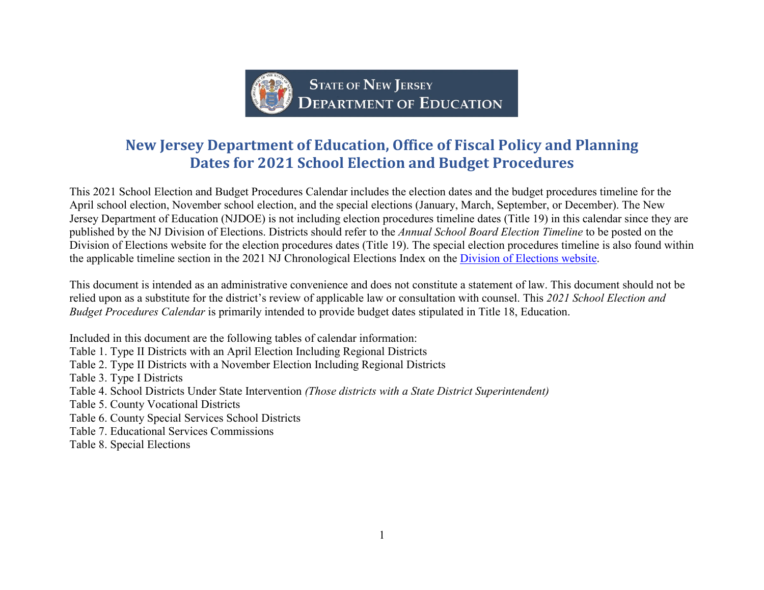STATE OF NEW JERSEY
DEPARTMENT OF EDUCATION

# New Jersey Department of Education, Office of Fiscal Policy and Planning
# Dates for 2021 School Election and Budget Procedures

This 2021 School Election and Budget Procedures Calendar includes the election dates and the budget procedures timeline for the April school election, November school election, and the special elections (January, March, September, or December). The New Jersey Department of Education (NJDOE) is not including election procedures timeline dates (Title 19) in this calendar since they are published by the NJ Division of Elections. Districts should refer to the *Annual School Board Election Timeline* to be posted on the Division of Elections website for the election procedures dates (Title 19). The special election procedures timeline is also found within the applicable timeline section in the 2021 NJ Chronological Elections Index on the Division of Elections website.

This document is intended as an administrative convenience and does not constitute a statement of law. This document should not be relied upon as a substitute for the district's review of applicable law or consultation with counsel. This *2021 School Election and Budget Procedures Calendar* is primarily intended to provide budget dates stipulated in Title 18, Education.

Included in this document are the following tables of calendar information:

Table 1. Type II Districts with an April Election Including Regional Districts
Table 2. Type II Districts with a November Election Including Regional Districts
Table 3. Type I Districts
Table 4. School Districts Under State Intervention *(Those districts with a State District Superintendent)*
Table 5. County Vocational Districts
Table 6. County Special Services School Districts
Table 7. Educational Services Commissions
Table 8. Special Elections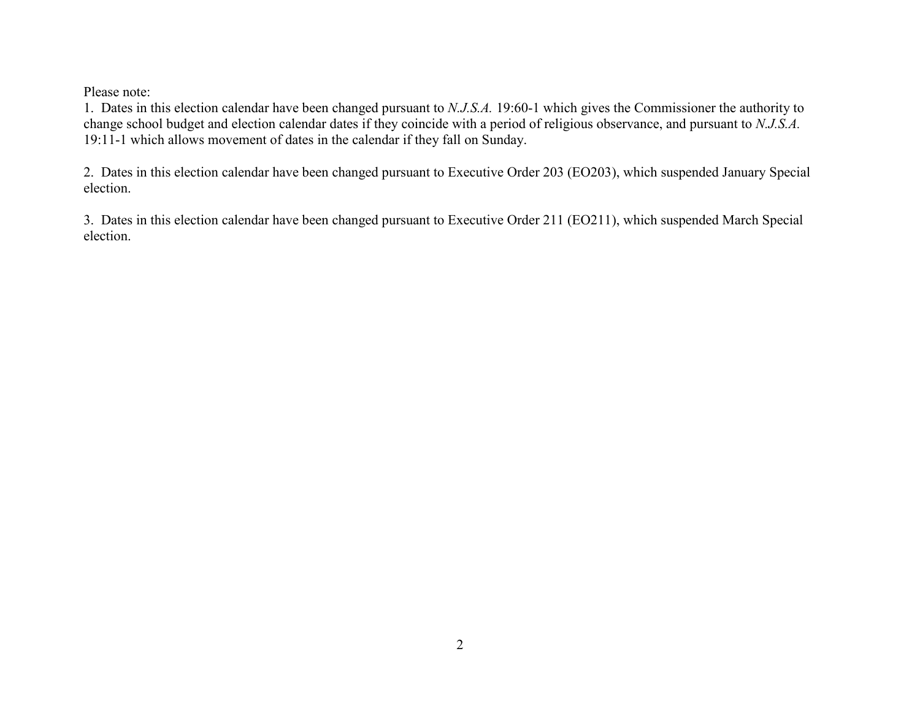Please note:

1. Dates in this election calendar have been changed pursuant to *N.J.S.A.* 19:60-1 which gives the Commissioner the authority to change school budget and election calendar dates if they coincide with a period of religious observance, and pursuant to *N.J.S.A.* 19:11-1 which allows movement of dates in the calendar if they fall on Sunday.

2. Dates in this election calendar have been changed pursuant to Executive Order 203 (EO203), which suspended January Special election.

3. Dates in this election calendar have been changed pursuant to Executive Order 211 (EO211), which suspended March Special election.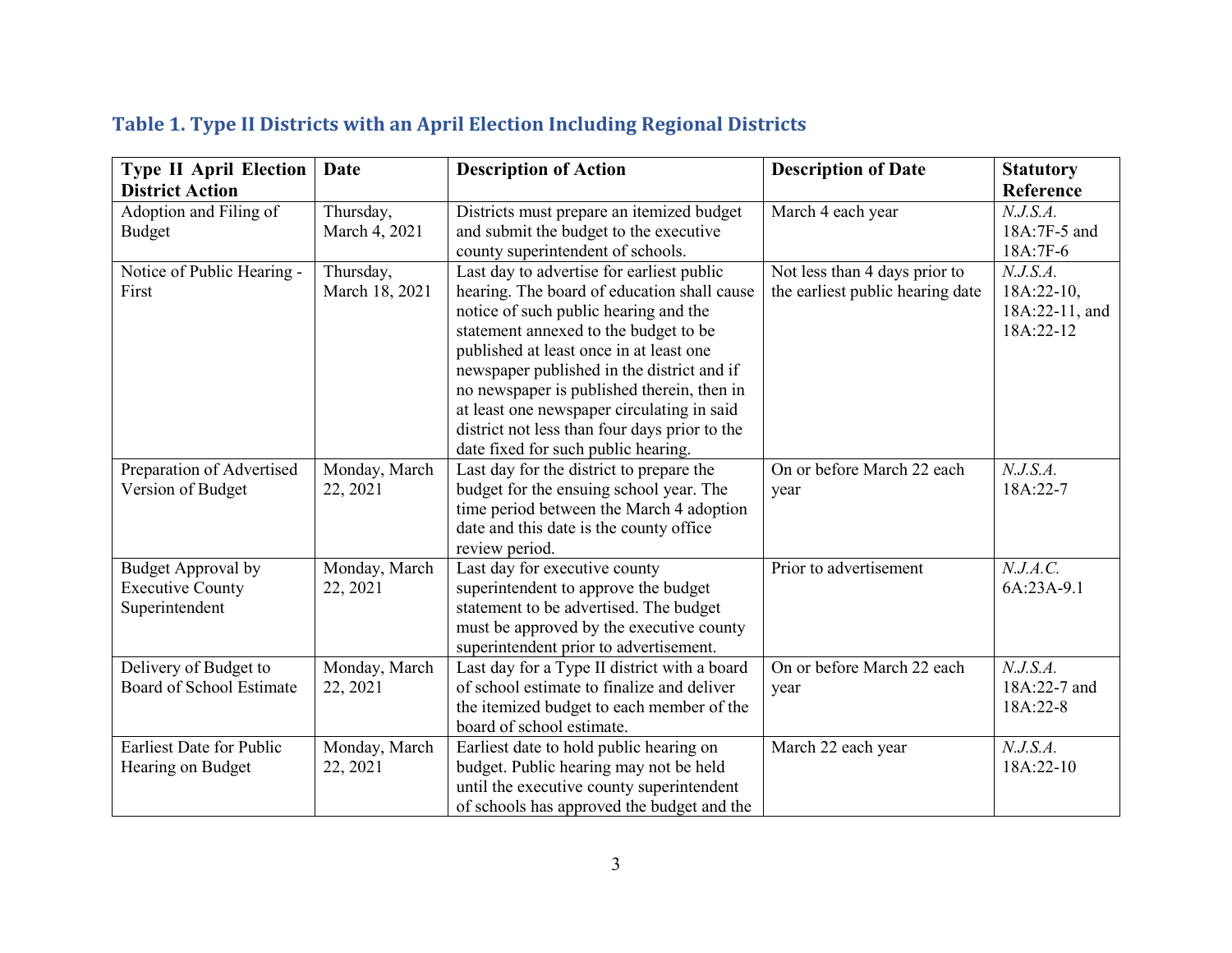### Table 1. Type II Districts with an April Election Including Regional Districts

| Type II April Election District Action | Date | Description of Action | Description of Date | Statutory Reference |
|---|---|---|---|---|
| Adoption and Filing of Budget | Thursday, March 4, 2021 | Districts must prepare an itemized budget and submit the budget to the executive county superintendent of schools. | March 4 each year | *N.J.S.A.* 18A:7F-5 and 18A:7F-6 |
| Notice of Public Hearing - First | Thursday, March 18, 2021 | Last day to advertise for earliest public hearing. The board of education shall cause notice of such public hearing and the statement annexed to the budget to be published at least once in at least one newspaper published in the district and if no newspaper is published therein, then in at least one newspaper circulating in said district not less than four days prior to the date fixed for such public hearing. | Not less than 4 days prior to the earliest public hearing date | *N.J.S.A.* 18A:22-10, 18A:22-11, and 18A:22-12 |
| Preparation of Advertised Version of Budget | Monday, March 22, 2021 | Last day for the district to prepare the budget for the ensuing school year. The time period between the March 4 adoption date and this date is the county office review period. | On or before March 22 each year | *N.J.S.A.* 18A:22-7 |
| Budget Approval by Executive County Superintendent | Monday, March 22, 2021 | Last day for executive county superintendent to approve the budget statement to be advertised. The budget must be approved by the executive county superintendent prior to advertisement. | Prior to advertisement | *N.J.A.C.* 6A:23A-9.1 |
| Delivery of Budget to Board of School Estimate | Monday, March 22, 2021 | Last day for a Type II district with a board of school estimate to finalize and deliver the itemized budget to each member of the board of school estimate. | On or before March 22 each year | *N.J.S.A.* 18A:22-7 and 18A:22-8 |
| Earliest Date for Public Hearing on Budget | Monday, March 22, 2021 | Earliest date to hold public hearing on budget. Public hearing may not be held until the executive county superintendent of schools has approved the budget and the | March 22 each year | *N.J.S.A.* 18A:22-10 |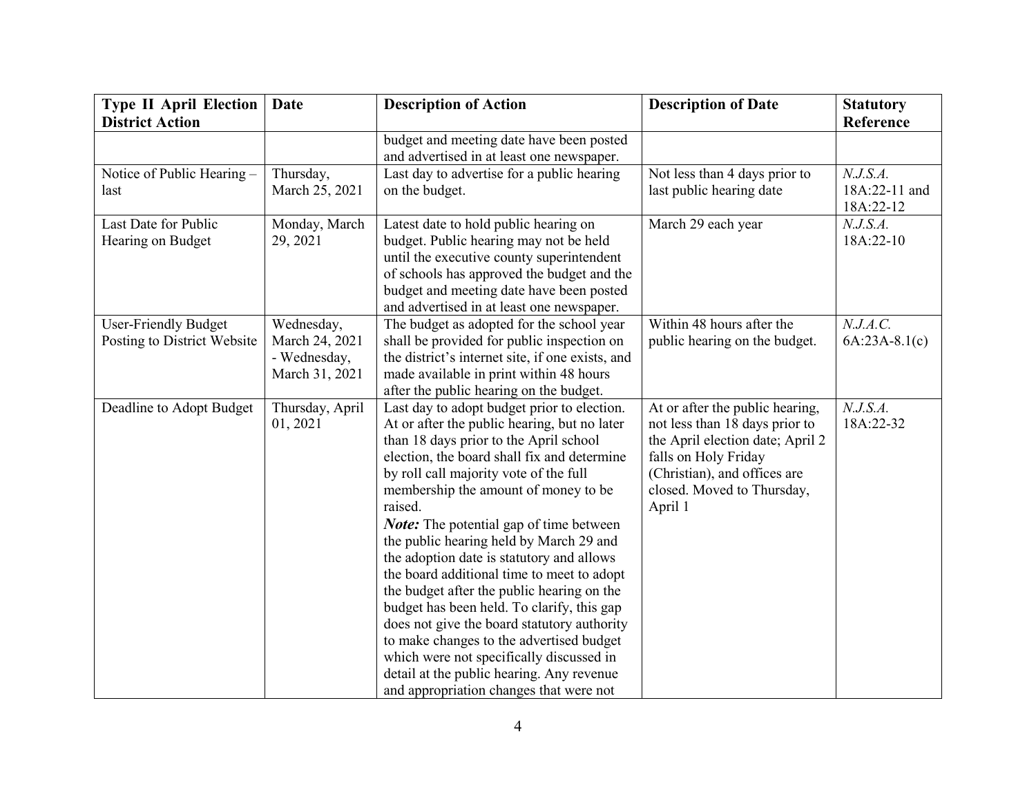| Type II April Election District Action | Date | Description of Action | Description of Date | Statutory Reference |
|---|---|---|---|---|
| | | budget and meeting date have been posted and advertised in at least one newspaper. | | |
| Notice of Public Hearing – last | Thursday, March 25, 2021 | Last day to advertise for a public hearing on the budget. | Not less than 4 days prior to last public hearing date | *N.J.S.A.* 18A:22-11 and 18A:22-12 |
| Last Date for Public Hearing on Budget | Monday, March 29, 2021 | Latest date to hold public hearing on budget. Public hearing may not be held until the executive county superintendent of schools has approved the budget and the budget and meeting date have been posted and advertised in at least one newspaper. | March 29 each year | *N.J.S.A.* 18A:22-10 |
| User-Friendly Budget Posting to District Website | Wednesday, March 24, 2021 - Wednesday, March 31, 2021 | The budget as adopted for the school year shall be provided for public inspection on the district's internet site, if one exists, and made available in print within 48 hours after the public hearing on the budget. | Within 48 hours after the public hearing on the budget. | *N.J.A.C.* 6A:23A-8.1(c) |
| Deadline to Adopt Budget | Thursday, April 01, 2021 | Last day to adopt budget prior to election. At or after the public hearing, but no later than 18 days prior to the April school election, the board shall fix and determine by roll call majority vote of the full membership the amount of money to be raised. ***Note:*** The potential gap of time between the public hearing held by March 29 and the adoption date is statutory and allows the board additional time to meet to adopt the budget after the public hearing on the budget has been held. To clarify, this gap does not give the board statutory authority to make changes to the advertised budget which were not specifically discussed in detail at the public hearing. Any revenue and appropriation changes that were not | At or after the public hearing, not less than 18 days prior to the April election date; April 2 falls on Holy Friday (Christian), and offices are closed. Moved to Thursday, April 1 | *N.J.S.A.* 18A:22-32 |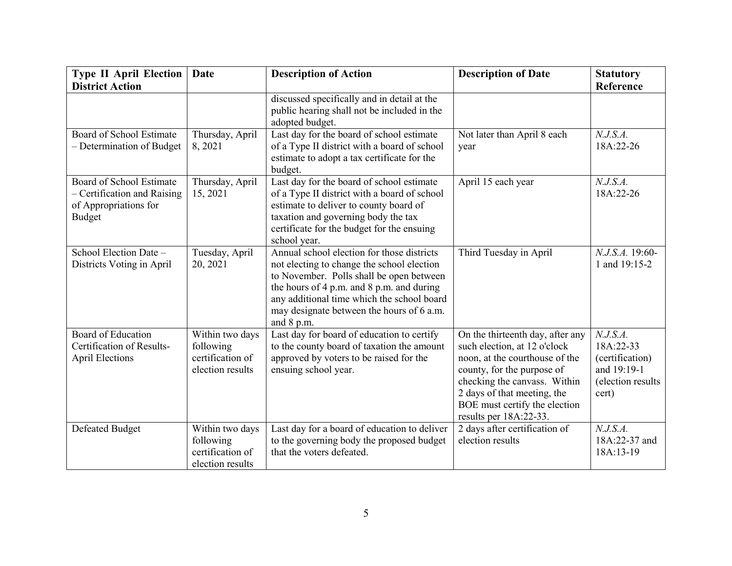| Type II April Election District Action | Date | Description of Action | Description of Date | Statutory Reference |
|---|---|---|---|---|
| | | discussed specifically and in detail at the public hearing shall not be included in the adopted budget. | | |
| Board of School Estimate – Determination of Budget | Thursday, April 8, 2021 | Last day for the board of school estimate of a Type II district with a board of school estimate to adopt a tax certificate for the budget. | Not later than April 8 each year | *N.J.S.A.* 18A:22-26 |
| Board of School Estimate – Certification and Raising of Appropriations for Budget | Thursday, April 15, 2021 | Last day for the board of school estimate of a Type II district with a board of school estimate to deliver to county board of taxation and governing body the tax certificate for the budget for the ensuing school year. | April 15 each year | *N.J.S.A.* 18A:22-26 |
| School Election Date – Districts Voting in April | Tuesday, April 20, 2021 | Annual school election for those districts not electing to change the school election to November. Polls shall be open between the hours of 4 p.m. and 8 p.m. and during any additional time which the school board may designate between the hours of 6 a.m. and 8 p.m. | Third Tuesday in April | *N.J.S.A.* 19:60-1 and 19:15-2 |
| Board of Education Certification of Results-April Elections | Within two days following certification of election results | Last day for board of education to certify to the county board of taxation the amount approved by voters to be raised for the ensuing school year. | On the thirteenth day, after any such election, at 12 o'clock noon, at the courthouse of the county, for the purpose of checking the canvass. Within 2 days of that meeting, the BOE must certify the election results per 18A:22-33. | *N.J.S.A.* 18A:22-33 (certification) and 19:19-1 (election results cert) |
| Defeated Budget | Within two days following certification of election results | Last day for a board of education to deliver to the governing body the proposed budget that the voters defeated. | 2 days after certification of election results | *N.J.S.A.* 18A:22-37 and 18A:13-19 |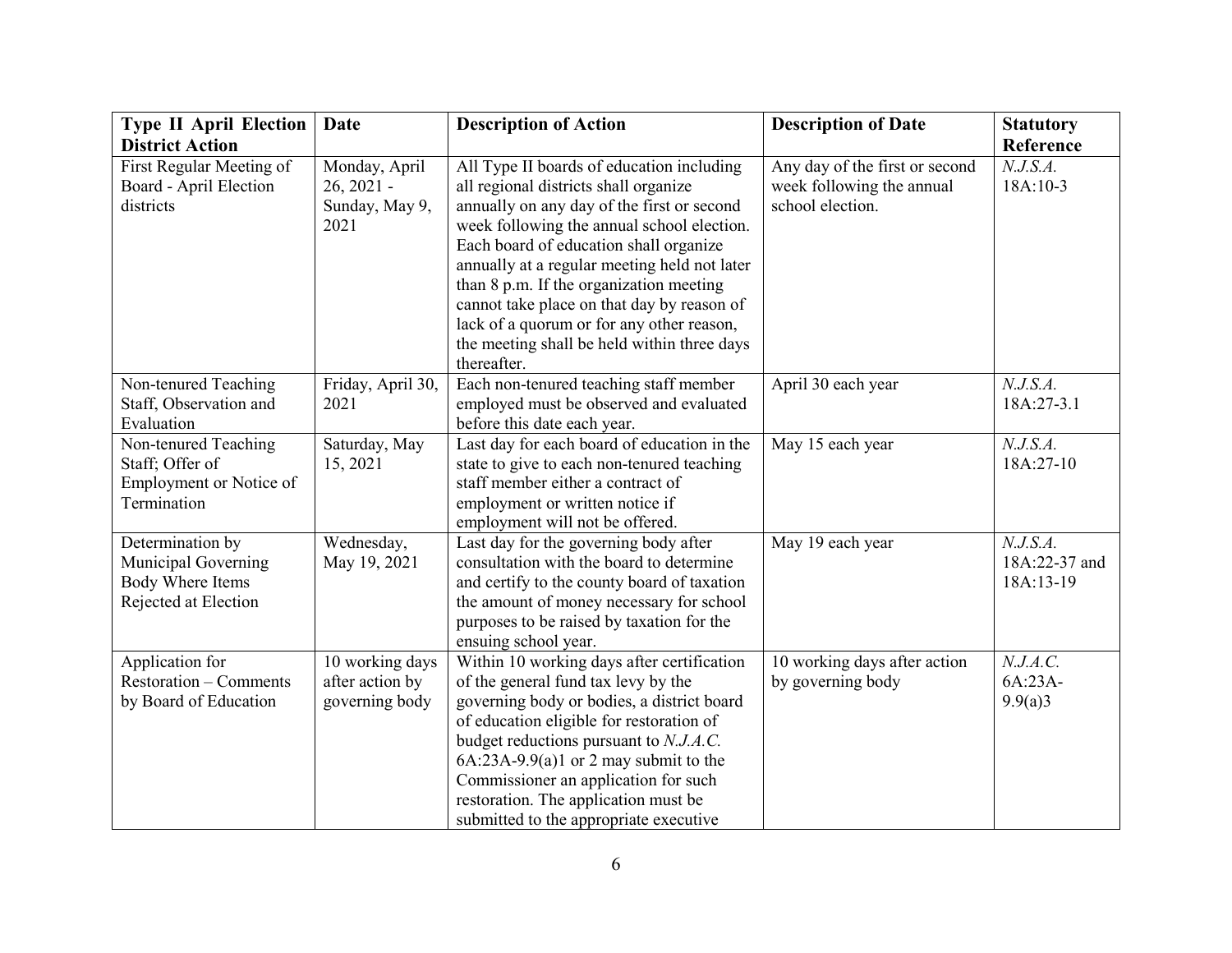| **Type II April Election District Action** | **Date** | **Description of Action** | **Description of Date** | **Statutory Reference** |
|---|---|---|---|---|
| First Regular Meeting of Board - April Election districts | Monday, April 26, 2021 - Sunday, May 9, 2021 | All Type II boards of education including all regional districts shall organize annually on any day of the first or second week following the annual school election. Each board of education shall organize annually at a regular meeting held not later than 8 p.m. If the organization meeting cannot take place on that day by reason of lack of a quorum or for any other reason, the meeting shall be held within three days thereafter. | Any day of the first or second week following the annual school election. | *N.J.S.A.* 18A:10-3 |
| Non-tenured Teaching Staff, Observation and Evaluation | Friday, April 30, 2021 | Each non-tenured teaching staff member employed must be observed and evaluated before this date each year. | April 30 each year | *N.J.S.A.* 18A:27-3.1 |
| Non-tenured Teaching Staff; Offer of Employment or Notice of Termination | Saturday, May 15, 2021 | Last day for each board of education in the state to give to each non-tenured teaching staff member either a contract of employment or written notice if employment will not be offered. | May 15 each year | *N.J.S.A.* 18A:27-10 |
| Determination by Municipal Governing Body Where Items Rejected at Election | Wednesday, May 19, 2021 | Last day for the governing body after consultation with the board to determine and certify to the county board of taxation the amount of money necessary for school purposes to be raised by taxation for the ensuing school year. | May 19 each year | *N.J.S.A.* 18A:22-37 and 18A:13-19 |
| Application for Restoration – Comments by Board of Education | 10 working days after action by governing body | Within 10 working days after certification of the general fund tax levy by the governing body or bodies, a district board of education eligible for restoration of budget reductions pursuant to *N.J.A.C.* 6A:23A-9.9(a)1 or 2 may submit to the Commissioner an application for such restoration. The application must be submitted to the appropriate executive | 10 working days after action by governing body | *N.J.A.C.* 6A:23A-9.9(a)3 |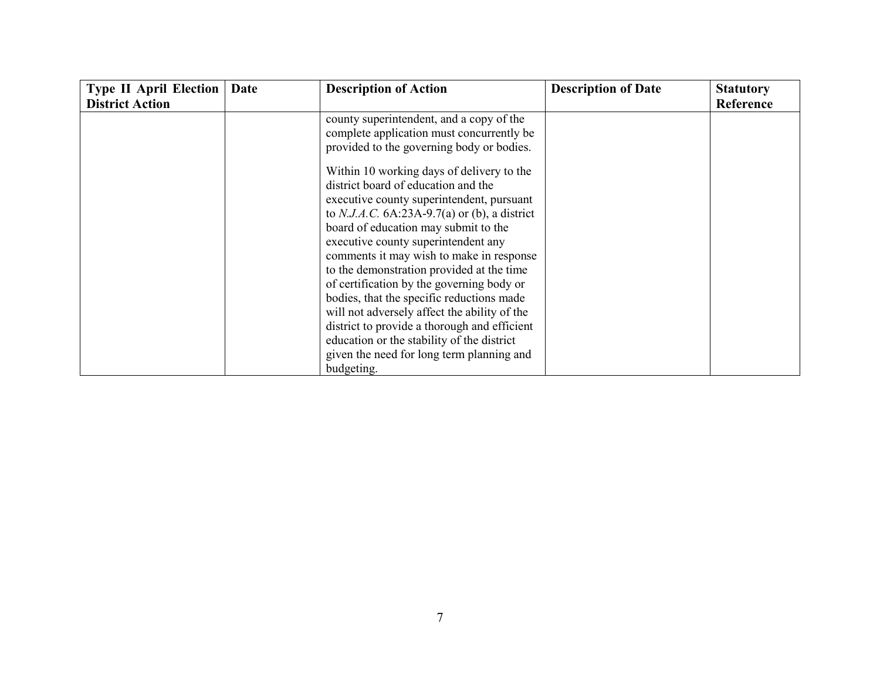| Type II April Election District Action | Date | Description of Action | Description of Date | Statutory Reference |
|---|---|---|---|---|
| | | county superintendent, and a copy of the complete application must concurrently be provided to the governing body or bodies.<br><br>Within 10 working days of delivery to the district board of education and the executive county superintendent, pursuant to *N.J.A.C.* 6A:23A-9.7(a) or (b), a district board of education may submit to the executive county superintendent any comments it may wish to make in response to the demonstration provided at the time of certification by the governing body or bodies, that the specific reductions made will not adversely affect the ability of the district to provide a thorough and efficient education or the stability of the district given the need for long term planning and budgeting. | | |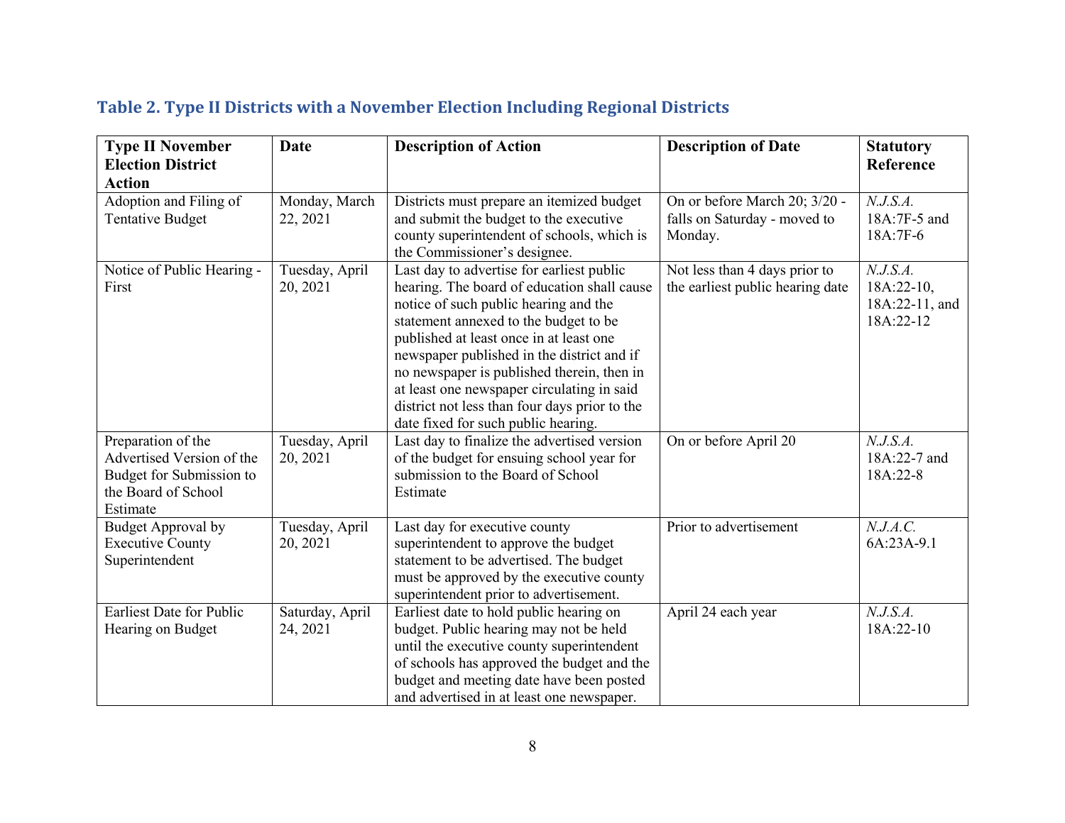## Table 2. Type II Districts with a November Election Including Regional Districts

| Type II November Election District Action | Date | Description of Action | Description of Date | Statutory Reference |
|---|---|---|---|---|
| Adoption and Filing of Tentative Budget | Monday, March 22, 2021 | Districts must prepare an itemized budget and submit the budget to the executive county superintendent of schools, which is the Commissioner's designee. | On or before March 20; 3/20 - falls on Saturday - moved to Monday. | *N.J.S.A.* 18A:7F-5 and 18A:7F-6 |
| Notice of Public Hearing - First | Tuesday, April 20, 2021 | Last day to advertise for earliest public hearing. The board of education shall cause notice of such public hearing and the statement annexed to the budget to be published at least once in at least one newspaper published in the district and if no newspaper is published therein, then in at least one newspaper circulating in said district not less than four days prior to the date fixed for such public hearing. | Not less than 4 days prior to the earliest public hearing date | *N.J.S.A.* 18A:22-10, 18A:22-11, and 18A:22-12 |
| Preparation of the Advertised Version of the Budget for Submission to the Board of School Estimate | Tuesday, April 20, 2021 | Last day to finalize the advertised version of the budget for ensuing school year for submission to the Board of School Estimate | On or before April 20 | *N.J.S.A.* 18A:22-7 and 18A:22-8 |
| Budget Approval by Executive County Superintendent | Tuesday, April 20, 2021 | Last day for executive county superintendent to approve the budget statement to be advertised. The budget must be approved by the executive county superintendent prior to advertisement. | Prior to advertisement | *N.J.A.C.* 6A:23A-9.1 |
| Earliest Date for Public Hearing on Budget | Saturday, April 24, 2021 | Earliest date to hold public hearing on budget. Public hearing may not be held until the executive county superintendent of schools has approved the budget and the budget and meeting date have been posted and advertised in at least one newspaper. | April 24 each year | *N.J.S.A.* 18A:22-10 |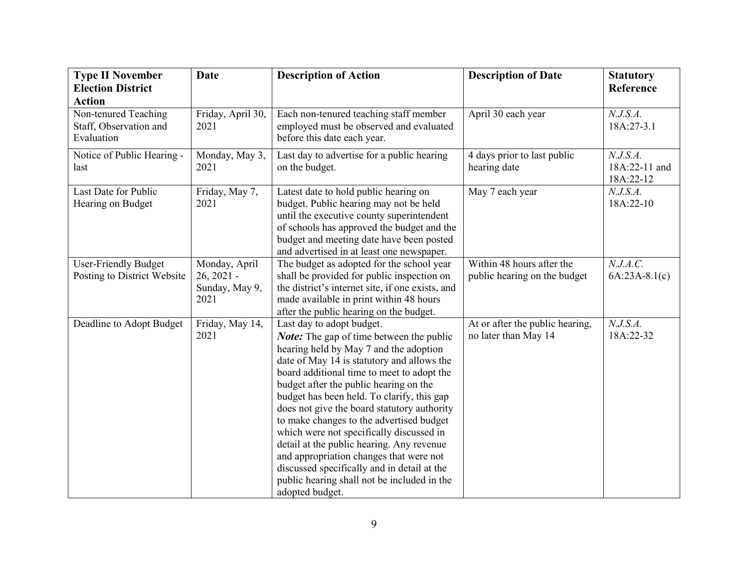| **Type II November Election District Action** | **Date** | **Description of Action** | **Description of Date** | **Statutory Reference** |
|---|---|---|---|---|
| Non-tenured Teaching Staff, Observation and Evaluation | Friday, April 30, 2021 | Each non-tenured teaching staff member employed must be observed and evaluated before this date each year. | April 30 each year | *N.J.S.A.* 18A:27-3.1 |
| Notice of Public Hearing - last | Monday, May 3, 2021 | Last day to advertise for a public hearing on the budget. | 4 days prior to last public hearing date | *N.J.S.A.* 18A:22-11 and 18A:22-12 |
| Last Date for Public Hearing on Budget | Friday, May 7, 2021 | Latest date to hold public hearing on budget. Public hearing may not be held until the executive county superintendent of schools has approved the budget and the budget and meeting date have been posted and advertised in at least one newspaper. | May 7 each year | *N.J.S.A.* 18A:22-10 |
| User-Friendly Budget Posting to District Website | Monday, April 26, 2021 - Sunday, May 9, 2021 | The budget as adopted for the school year shall be provided for public inspection on the district's internet site, if one exists, and made available in print within 48 hours after the public hearing on the budget. | Within 48 hours after the public hearing on the budget | *N.J.A.C.* 6A:23A-8.1(c) |
| Deadline to Adopt Budget | Friday, May 14, 2021 | Last day to adopt budget. ***Note:*** The gap of time between the public hearing held by May 7 and the adoption date of May 14 is statutory and allows the board additional time to meet to adopt the budget after the public hearing on the budget has been held. To clarify, this gap does not give the board statutory authority to make changes to the advertised budget which were not specifically discussed in detail at the public hearing. Any revenue and appropriation changes that were not discussed specifically and in detail at the public hearing shall not be included in the adopted budget. | At or after the public hearing, no later than May 14 | *N.J.S.A.* 18A:22-32 |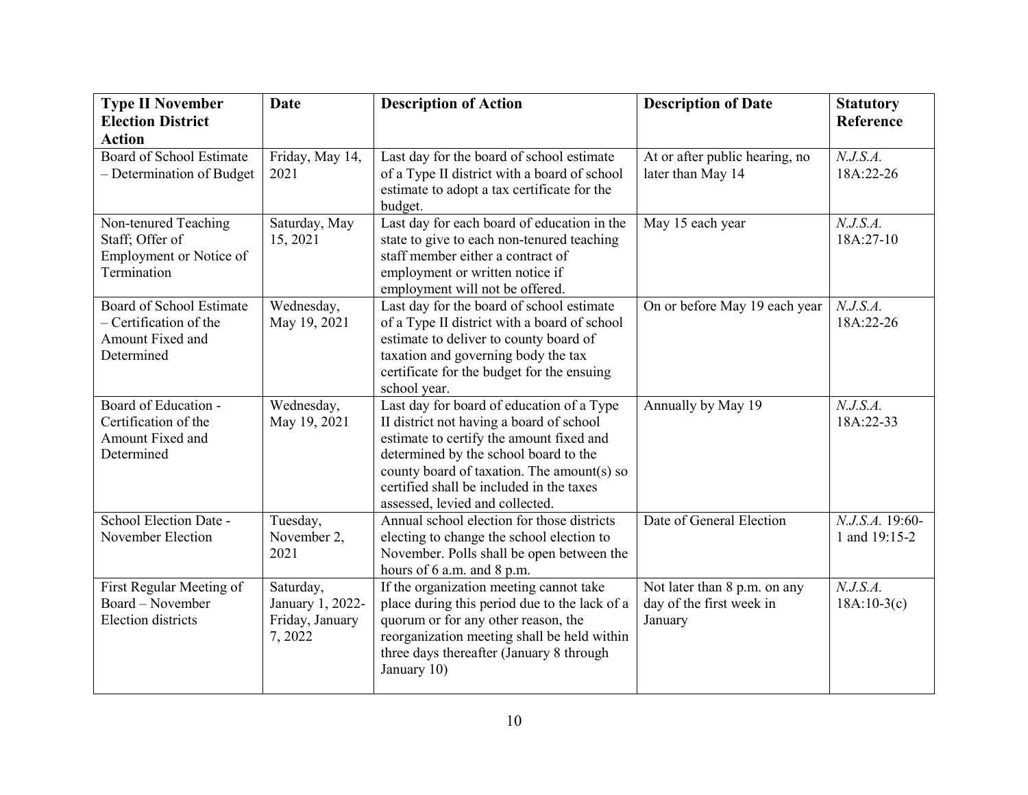| Type II November Election District Action | Date | Description of Action | Description of Date | Statutory Reference |
|---|---|---|---|---|
| Board of School Estimate – Determination of Budget | Friday, May 14, 2021 | Last day for the board of school estimate of a Type II district with a board of school estimate to adopt a tax certificate for the budget. | At or after public hearing, no later than May 14 | *N.J.S.A.* 18A:22-26 |
| Non-tenured Teaching Staff; Offer of Employment or Notice of Termination | Saturday, May 15, 2021 | Last day for each board of education in the state to give to each non-tenured teaching staff member either a contract of employment or written notice if employment will not be offered. | May 15 each year | *N.J.S.A.* 18A:27-10 |
| Board of School Estimate – Certification of the Amount Fixed and Determined | Wednesday, May 19, 2021 | Last day for the board of school estimate of a Type II district with a board of school estimate to deliver to county board of taxation and governing body the tax certificate for the budget for the ensuing school year. | On or before May 19 each year | *N.J.S.A.* 18A:22-26 |
| Board of Education - Certification of the Amount Fixed and Determined | Wednesday, May 19, 2021 | Last day for board of education of a Type II district not having a board of school estimate to certify the amount fixed and determined by the school board to the county board of taxation. The amount(s) so certified shall be included in the taxes assessed, levied and collected. | Annually by May 19 | *N.J.S.A.* 18A:22-33 |
| School Election Date - November Election | Tuesday, November 2, 2021 | Annual school election for those districts electing to change the school election to November. Polls shall be open between the hours of 6 a.m. and 8 p.m. | Date of General Election | *N.J.S.A.* 19:60-1 and 19:15-2 |
| First Regular Meeting of Board – November Election districts | Saturday, January 1, 2022-Friday, January 7, 2022 | If the organization meeting cannot take place during this period due to the lack of a quorum or for any other reason, the reorganization meeting shall be held within three days thereafter (January 8 through January 10) | Not later than 8 p.m. on any day of the first week in January | *N.J.S.A.* 18A:10-3(c) |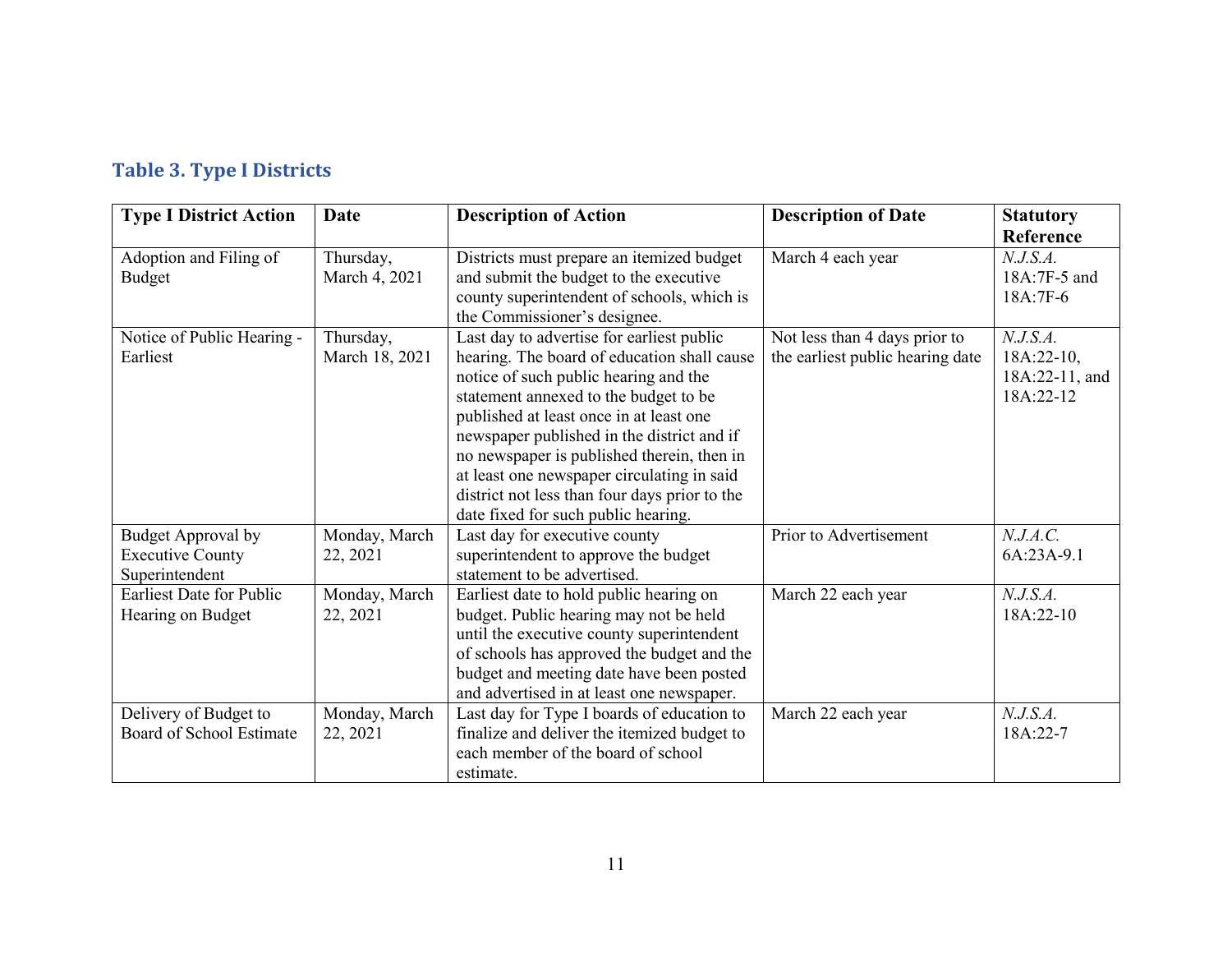### Table 3. Type I Districts

| Type I District Action | Date | Description of Action | Description of Date | Statutory Reference |
|---|---|---|---|---|
| Adoption and Filing of Budget | Thursday, March 4, 2021 | Districts must prepare an itemized budget and submit the budget to the executive county superintendent of schools, which is the Commissioner's designee. | March 4 each year | *N.J.S.A.* 18A:7F-5 and 18A:7F-6 |
| Notice of Public Hearing - Earliest | Thursday, March 18, 2021 | Last day to advertise for earliest public hearing. The board of education shall cause notice of such public hearing and the statement annexed to the budget to be published at least once in at least one newspaper published in the district and if no newspaper is published therein, then in at least one newspaper circulating in said district not less than four days prior to the date fixed for such public hearing. | Not less than 4 days prior to the earliest public hearing date | *N.J.S.A.* 18A:22-10, 18A:22-11, and 18A:22-12 |
| Budget Approval by Executive County Superintendent | Monday, March 22, 2021 | Last day for executive county superintendent to approve the budget statement to be advertised. | Prior to Advertisement | *N.J.A.C.* 6A:23A-9.1 |
| Earliest Date for Public Hearing on Budget | Monday, March 22, 2021 | Earliest date to hold public hearing on budget. Public hearing may not be held until the executive county superintendent of schools has approved the budget and the budget and meeting date have been posted and advertised in at least one newspaper. | March 22 each year | *N.J.S.A.* 18A:22-10 |
| Delivery of Budget to Board of School Estimate | Monday, March 22, 2021 | Last day for Type I boards of education to finalize and deliver the itemized budget to each member of the board of school estimate. | March 22 each year | *N.J.S.A.* 18A:22-7 |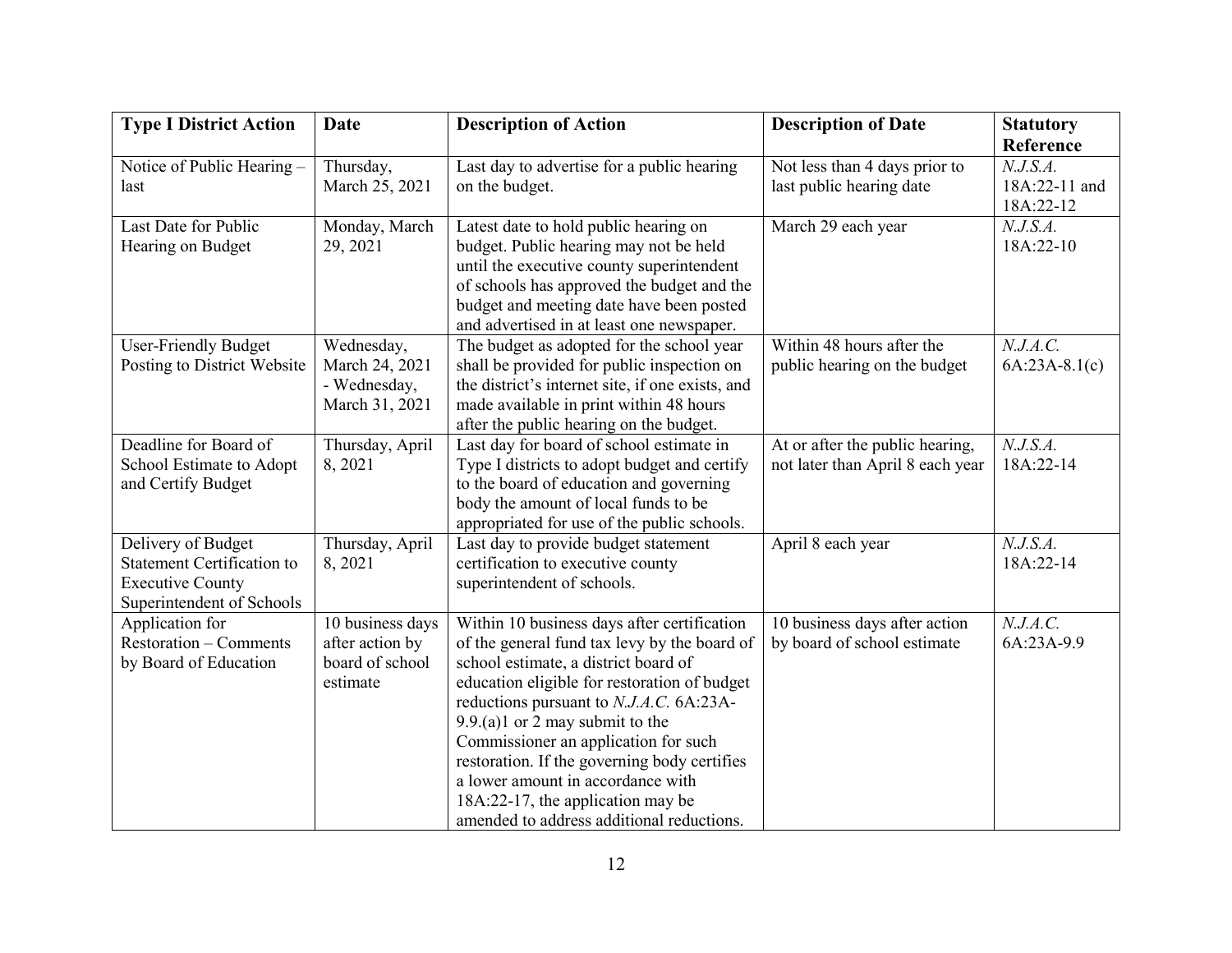| **Type I District Action** | **Date** | **Description of Action** | **Description of Date** | **Statutory Reference** |
|---|---|---|---|---|
| Notice of Public Hearing – last | Thursday, March 25, 2021 | Last day to advertise for a public hearing on the budget. | Not less than 4 days prior to last public hearing date | *N.J.S.A.* 18A:22-11 and 18A:22-12 |
| Last Date for Public Hearing on Budget | Monday, March 29, 2021 | Latest date to hold public hearing on budget. Public hearing may not be held until the executive county superintendent of schools has approved the budget and the budget and meeting date have been posted and advertised in at least one newspaper. | March 29 each year | *N.J.S.A.* 18A:22-10 |
| User-Friendly Budget Posting to District Website | Wednesday, March 24, 2021 - Wednesday, March 31, 2021 | The budget as adopted for the school year shall be provided for public inspection on the district's internet site, if one exists, and made available in print within 48 hours after the public hearing on the budget. | Within 48 hours after the public hearing on the budget | *N.J.A.C.* 6A:23A-8.1(c) |
| Deadline for Board of School Estimate to Adopt and Certify Budget | Thursday, April 8, 2021 | Last day for board of school estimate in Type I districts to adopt budget and certify to the board of education and governing body the amount of local funds to be appropriated for use of the public schools. | At or after the public hearing, not later than April 8 each year | *N.J.S.A.* 18A:22-14 |
| Delivery of Budget Statement Certification to Executive County Superintendent of Schools | Thursday, April 8, 2021 | Last day to provide budget statement certification to executive county superintendent of schools. | April 8 each year | *N.J.S.A.* 18A:22-14 |
| Application for Restoration – Comments by Board of Education | 10 business days after action by board of school estimate | Within 10 business days after certification of the general fund tax levy by the board of school estimate, a district board of education eligible for restoration of budget reductions pursuant to *N.J.A.C.* 6A:23A-9.9.(a)1 or 2 may submit to the Commissioner an application for such restoration. If the governing body certifies a lower amount in accordance with 18A:22-17, the application may be amended to address additional reductions. | 10 business days after action by board of school estimate | *N.J.A.C.* 6A:23A-9.9 |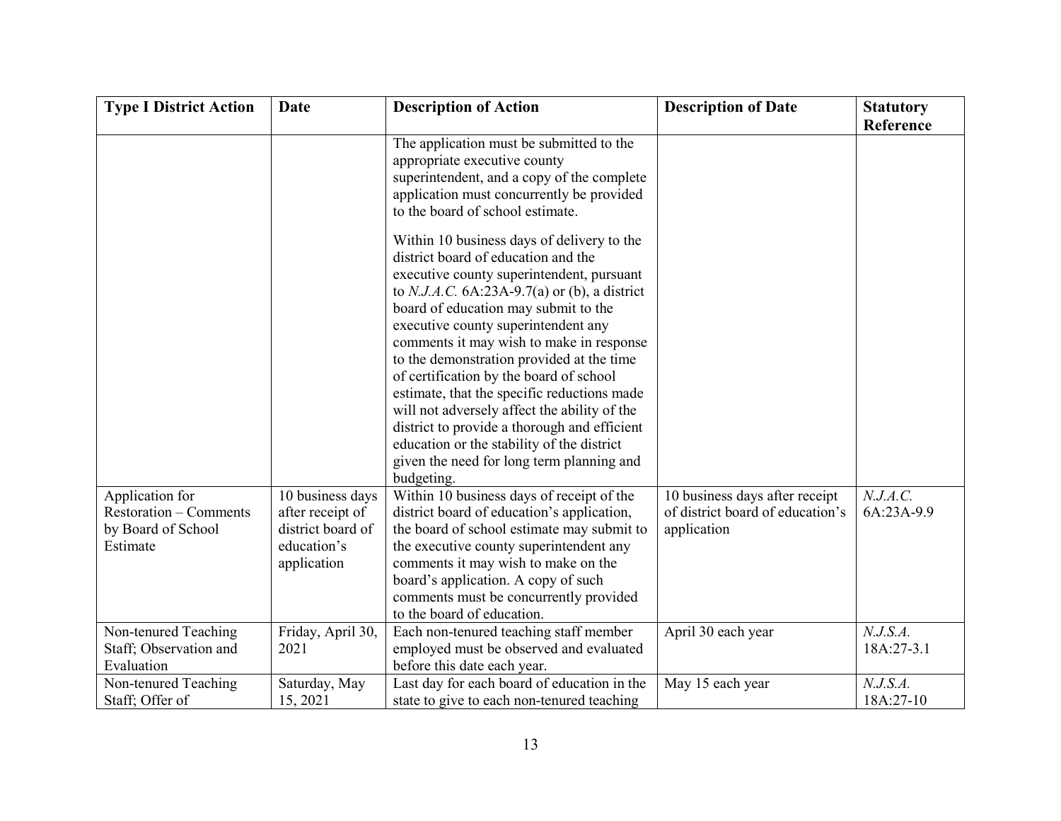| Type I District Action | Date | Description of Action | Description of Date | Statutory Reference |
|---|---|---|---|---|
| | | The application must be submitted to the appropriate executive county superintendent, and a copy of the complete application must concurrently be provided to the board of school estimate.<br><br>Within 10 business days of delivery to the district board of education and the executive county superintendent, pursuant to *N.J.A.C.* 6A:23A-9.7(a) or (b), a district board of education may submit to the executive county superintendent any comments it may wish to make in response to the demonstration provided at the time of certification by the board of school estimate, that the specific reductions made will not adversely affect the ability of the district to provide a thorough and efficient education or the stability of the district given the need for long term planning and budgeting. | | |
| Application for Restoration – Comments by Board of School Estimate | 10 business days after receipt of district board of education's application | Within 10 business days of receipt of the district board of education's application, the board of school estimate may submit to the executive county superintendent any comments it may wish to make on the board's application. A copy of such comments must be concurrently provided to the board of education. | 10 business days after receipt of district board of education's application | *N.J.A.C.* 6A:23A-9.9 |
| Non-tenured Teaching Staff; Observation and Evaluation | Friday, April 30, 2021 | Each non-tenured teaching staff member employed must be observed and evaluated before this date each year. | April 30 each year | *N.J.S.A.* 18A:27-3.1 |
| Non-tenured Teaching Staff; Offer of | Saturday, May 15, 2021 | Last day for each board of education in the state to give to each non-tenured teaching | May 15 each year | *N.J.S.A.* 18A:27-10 |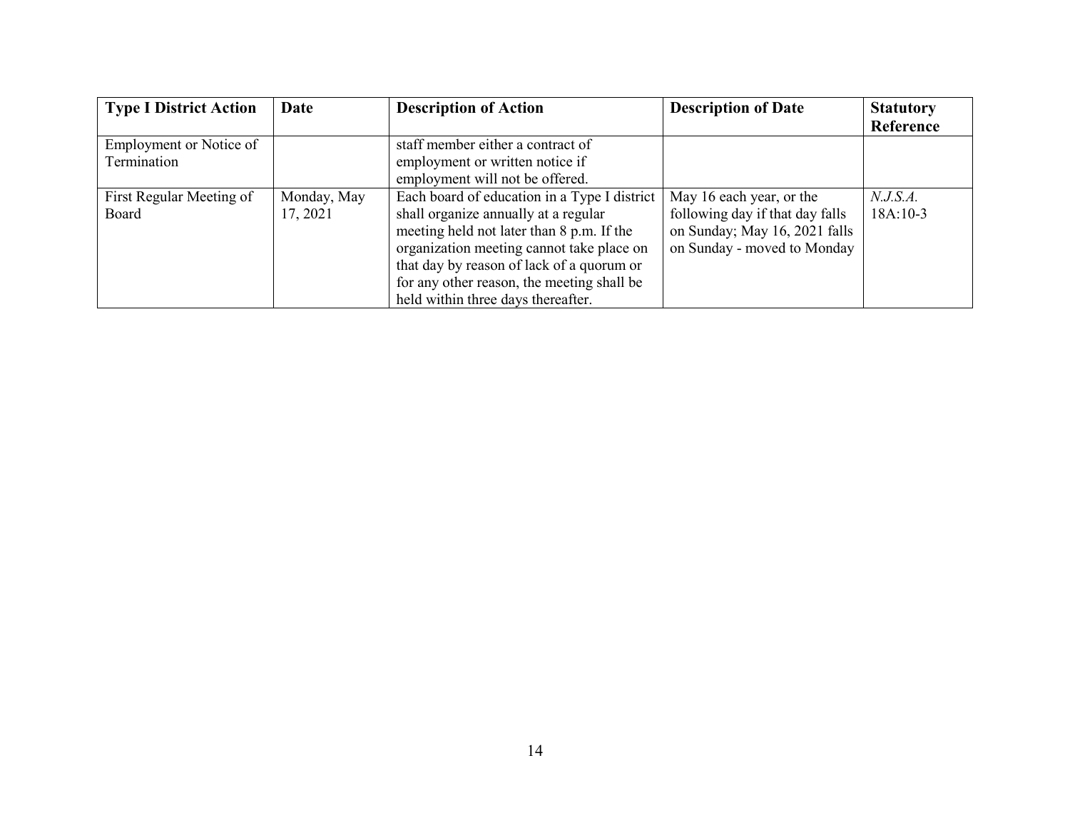| Type I District Action | Date | Description of Action | Description of Date | Statutory Reference |
| --- | --- | --- | --- | --- |
| Employment or Notice of Termination | | staff member either a contract of employment or written notice if employment will not be offered. | | |
| First Regular Meeting of Board | Monday, May 17, 2021 | Each board of education in a Type I district shall organize annually at a regular meeting held not later than 8 p.m. If the organization meeting cannot take place on that day by reason of lack of a quorum or for any other reason, the meeting shall be held within three days thereafter. | May 16 each year, or the following day if that day falls on Sunday; May 16, 2021 falls on Sunday - moved to Monday | *N.J.S.A.* 18A:10-3 |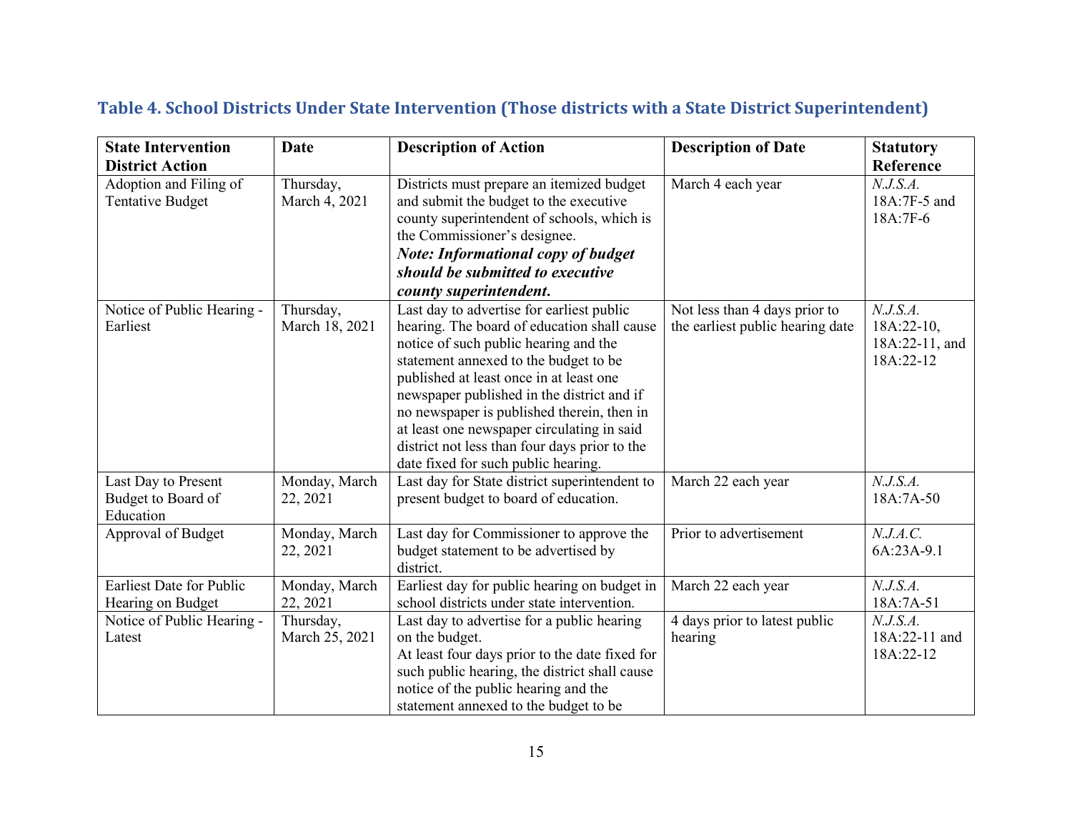### Table 4. School Districts Under State Intervention (Those districts with a State District Superintendent)

| State Intervention District Action | Date | Description of Action | Description of Date | Statutory Reference |
|---|---|---|---|---|
| Adoption and Filing of Tentative Budget | Thursday, March 4, 2021 | Districts must prepare an itemized budget and submit the budget to the executive county superintendent of schools, which is the Commissioner's designee. ***Note: Informational copy of budget should be submitted to executive county superintendent.*** | March 4 each year | *N.J.S.A.* 18A:7F-5 and 18A:7F-6 |
| Notice of Public Hearing - Earliest | Thursday, March 18, 2021 | Last day to advertise for earliest public hearing. The board of education shall cause notice of such public hearing and the statement annexed to the budget to be published at least once in at least one newspaper published in the district and if no newspaper is published therein, then in at least one newspaper circulating in said district not less than four days prior to the date fixed for such public hearing. | Not less than 4 days prior to the earliest public hearing date | *N.J.S.A.* 18A:22-10, 18A:22-11, and 18A:22-12 |
| Last Day to Present Budget to Board of Education | Monday, March 22, 2021 | Last day for State district superintendent to present budget to board of education. | March 22 each year | *N.J.S.A.* 18A:7A-50 |
| Approval of Budget | Monday, March 22, 2021 | Last day for Commissioner to approve the budget statement to be advertised by district. | Prior to advertisement | *N.J.A.C.* 6A:23A-9.1 |
| Earliest Date for Public Hearing on Budget | Monday, March 22, 2021 | Earliest day for public hearing on budget in school districts under state intervention. | March 22 each year | *N.J.S.A.* 18A:7A-51 |
| Notice of Public Hearing - Latest | Thursday, March 25, 2021 | Last day to advertise for a public hearing on the budget. At least four days prior to the date fixed for such public hearing, the district shall cause notice of the public hearing and the statement annexed to the budget to be | 4 days prior to latest public hearing | *N.J.S.A.* 18A:22-11 and 18A:22-12 |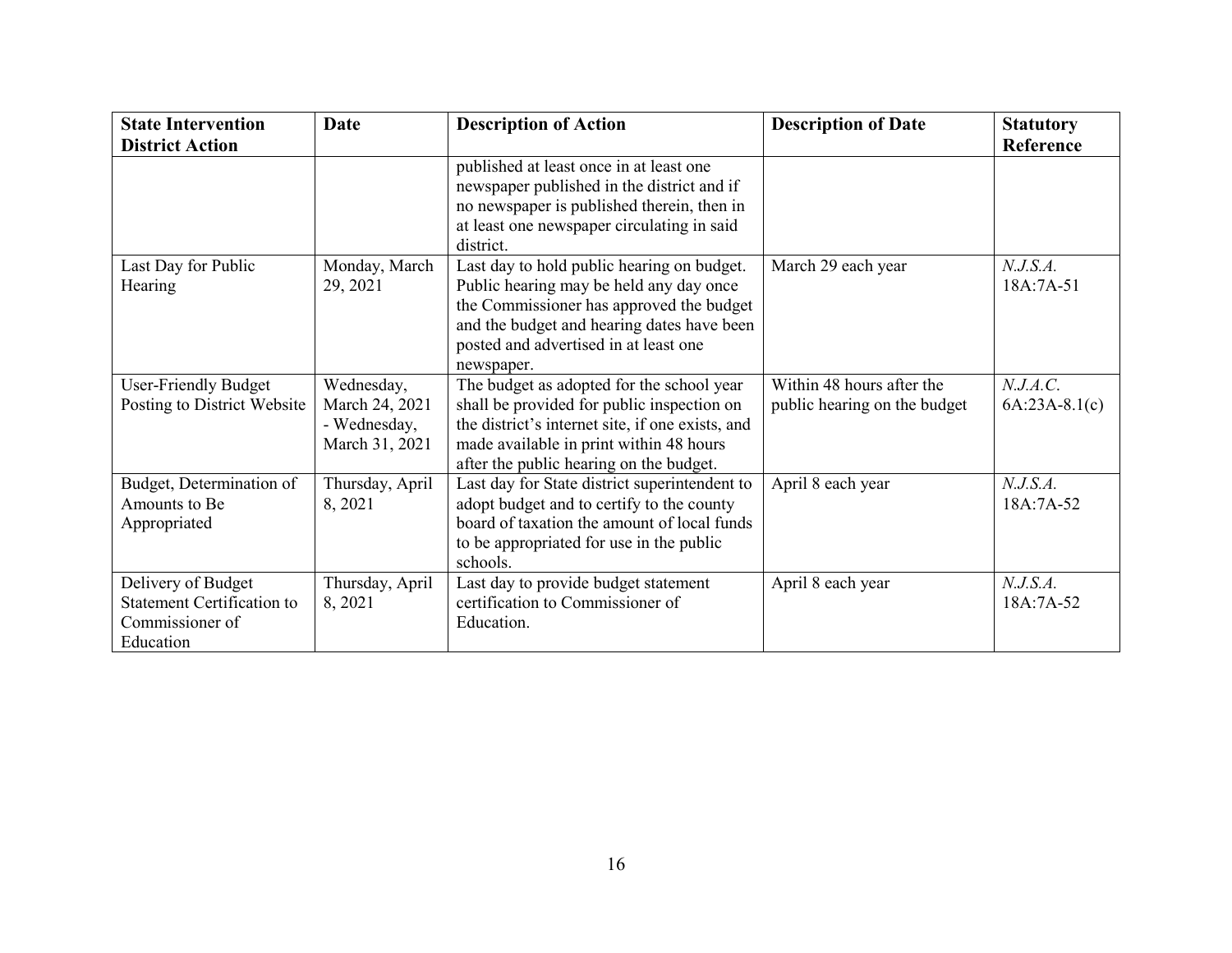| State Intervention District Action | Date | Description of Action | Description of Date | Statutory Reference |
|---|---|---|---|---|
| | | published at least once in at least one newspaper published in the district and if no newspaper is published therein, then in at least one newspaper circulating in said district. | | |
| Last Day for Public Hearing | Monday, March 29, 2021 | Last day to hold public hearing on budget. Public hearing may be held any day once the Commissioner has approved the budget and the budget and hearing dates have been posted and advertised in at least one newspaper. | March 29 each year | *N.J.S.A.* 18A:7A-51 |
| User-Friendly Budget Posting to District Website | Wednesday, March 24, 2021 - Wednesday, March 31, 2021 | The budget as adopted for the school year shall be provided for public inspection on the district's internet site, if one exists, and made available in print within 48 hours after the public hearing on the budget. | Within 48 hours after the public hearing on the budget | *N.J.A.C.* 6A:23A-8.1(c) |
| Budget, Determination of Amounts to Be Appropriated | Thursday, April 8, 2021 | Last day for State district superintendent to adopt budget and to certify to the county board of taxation the amount of local funds to be appropriated for use in the public schools. | April 8 each year | *N.J.S.A.* 18A:7A-52 |
| Delivery of Budget Statement Certification to Commissioner of Education | Thursday, April 8, 2021 | Last day to provide budget statement certification to Commissioner of Education. | April 8 each year | *N.J.S.A.* 18A:7A-52 |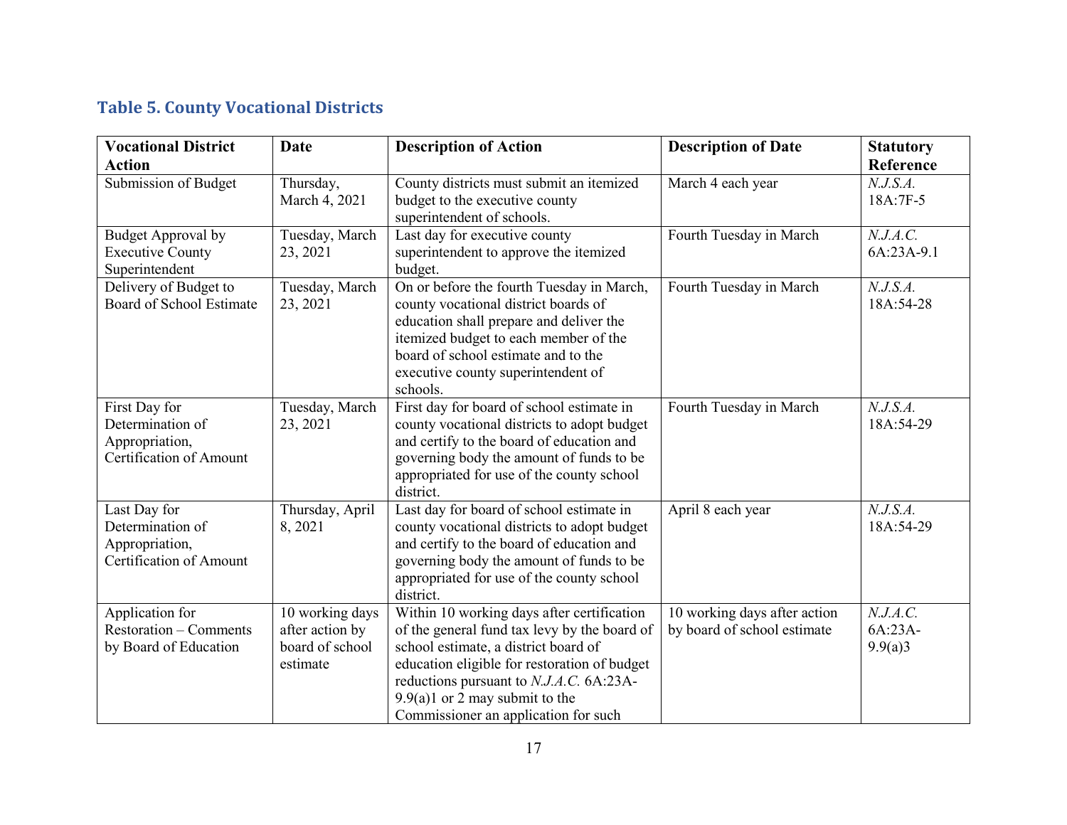## Table 5. County Vocational Districts

| Vocational District Action | Date | Description of Action | Description of Date | Statutory Reference |
|---|---|---|---|---|
| Submission of Budget | Thursday, March 4, 2021 | County districts must submit an itemized budget to the executive county superintendent of schools. | March 4 each year | *N.J.S.A.* 18A:7F-5 |
| Budget Approval by Executive County Superintendent | Tuesday, March 23, 2021 | Last day for executive county superintendent to approve the itemized budget. | Fourth Tuesday in March | *N.J.A.C.* 6A:23A-9.1 |
| Delivery of Budget to Board of School Estimate | Tuesday, March 23, 2021 | On or before the fourth Tuesday in March, county vocational district boards of education shall prepare and deliver the itemized budget to each member of the board of school estimate and to the executive county superintendent of schools. | Fourth Tuesday in March | *N.J.S.A.* 18A:54-28 |
| First Day for Determination of Appropriation, Certification of Amount | Tuesday, March 23, 2021 | First day for board of school estimate in county vocational districts to adopt budget and certify to the board of education and governing body the amount of funds to be appropriated for use of the county school district. | Fourth Tuesday in March | *N.J.S.A.* 18A:54-29 |
| Last Day for Determination of Appropriation, Certification of Amount | Thursday, April 8, 2021 | Last day for board of school estimate in county vocational districts to adopt budget and certify to the board of education and governing body the amount of funds to be appropriated for use of the county school district. | April 8 each year | *N.J.S.A.* 18A:54-29 |
| Application for Restoration – Comments by Board of Education | 10 working days after action by board of school estimate | Within 10 working days after certification of the general fund tax levy by the board of school estimate, a district board of education eligible for restoration of budget reductions pursuant to *N.J.A.C.* 6A:23A-9.9(a)1 or 2 may submit to the Commissioner an application for such | 10 working days after action by board of school estimate | *N.J.A.C.* 6A:23A-9.9(a)3 |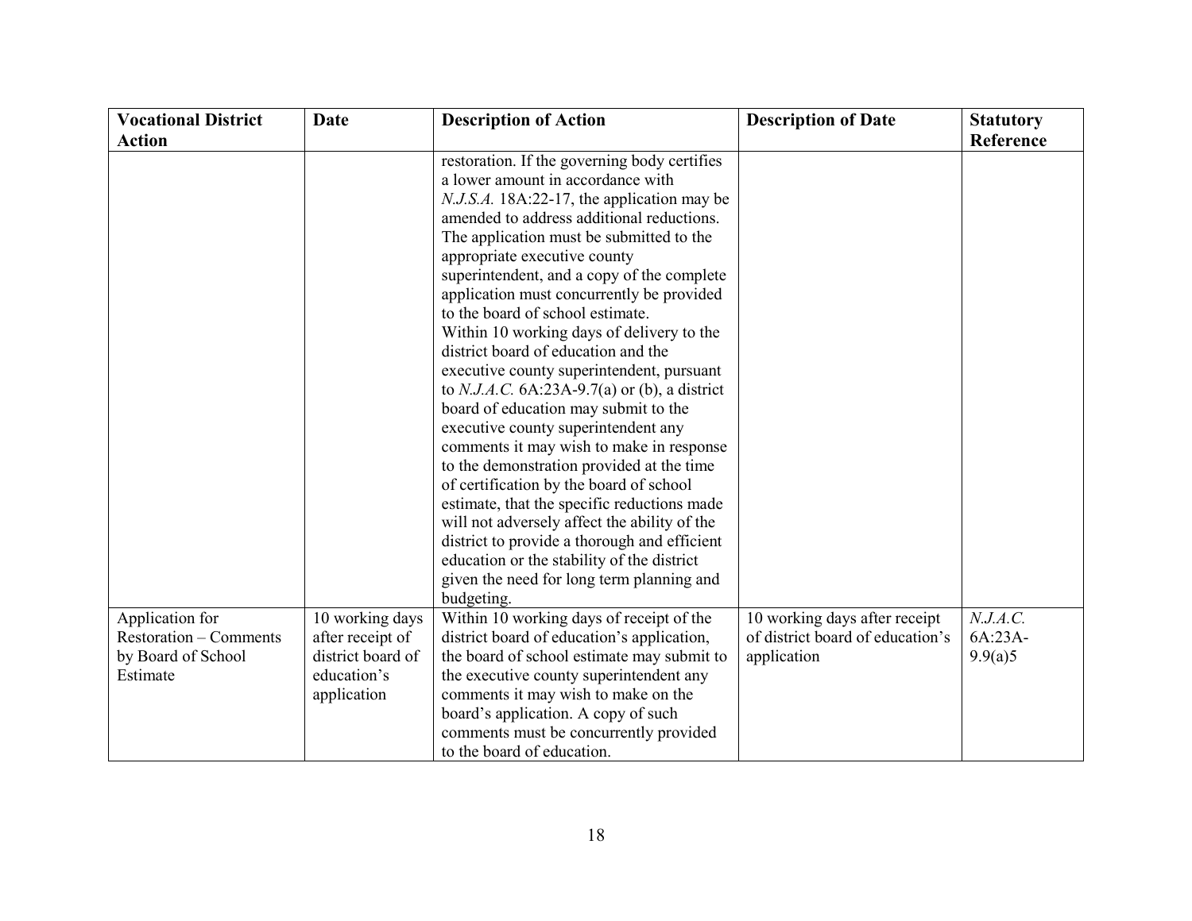| Vocational District Action | Date | Description of Action | Description of Date | Statutory Reference |
|---|---|---|---|---|
| | | restoration. If the governing body certifies a lower amount in accordance with *N.J.S.A.* 18A:22-17, the application may be amended to address additional reductions. The application must be submitted to the appropriate executive county superintendent, and a copy of the complete application must concurrently be provided to the board of school estimate. Within 10 working days of delivery to the district board of education and the executive county superintendent, pursuant to *N.J.A.C.* 6A:23A-9.7(a) or (b), a district board of education may submit to the executive county superintendent any comments it may wish to make in response to the demonstration provided at the time of certification by the board of school estimate, that the specific reductions made will not adversely affect the ability of the district to provide a thorough and efficient education or the stability of the district given the need for long term planning and budgeting. | | |
| Application for Restoration – Comments by Board of School Estimate | 10 working days after receipt of district board of education's application | Within 10 working days of receipt of the district board of education's application, the board of school estimate may submit to the executive county superintendent any comments it may wish to make on the board's application. A copy of such comments must be concurrently provided to the board of education. | 10 working days after receipt of district board of education's application | *N.J.A.C.* 6A:23A-9.9(a)5 |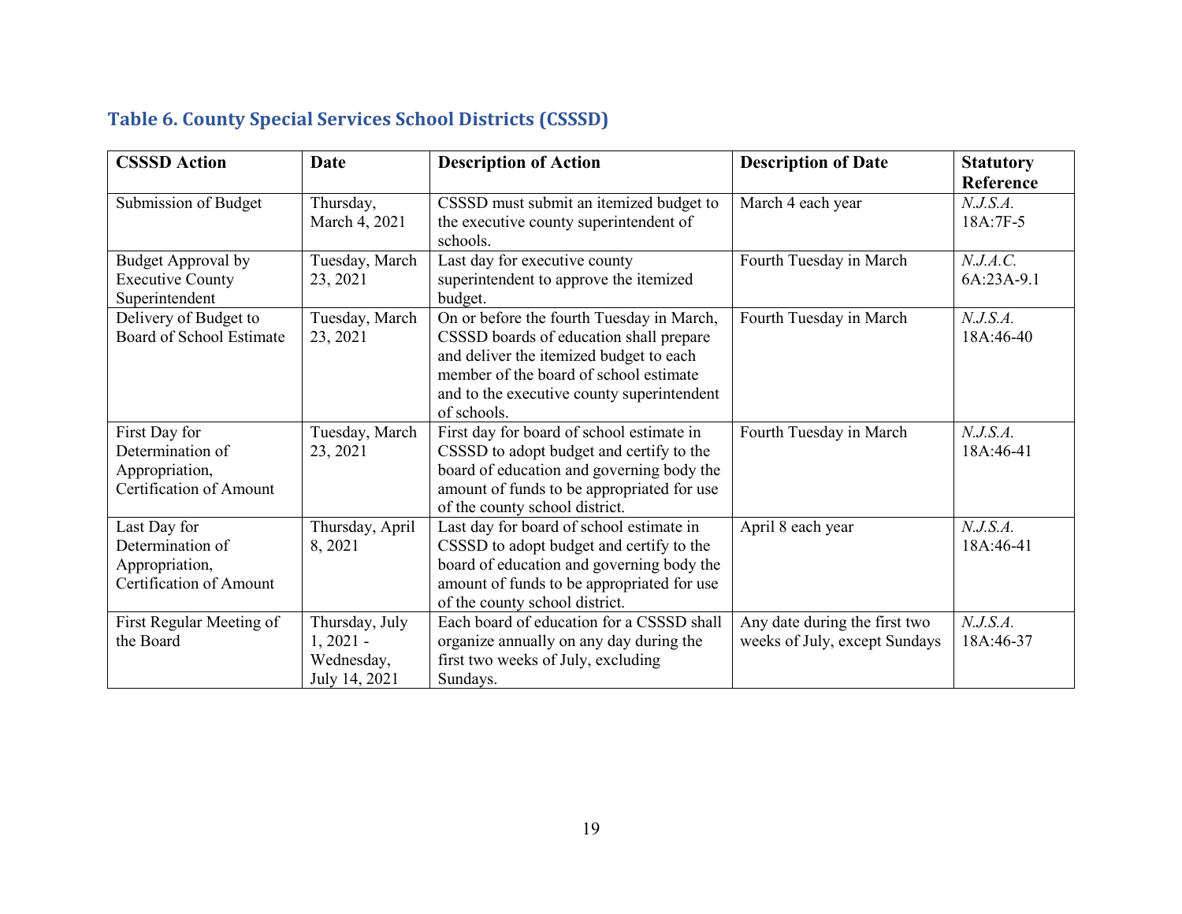### Table 6. County Special Services School Districts (CSSSD)

| CSSSD Action | Date | Description of Action | Description of Date | Statutory Reference |
|---|---|---|---|---|
| Submission of Budget | Thursday, March 4, 2021 | CSSSD must submit an itemized budget to the executive county superintendent of schools. | March 4 each year | *N.J.S.A.* 18A:7F-5 |
| Budget Approval by Executive County Superintendent | Tuesday, March 23, 2021 | Last day for executive county superintendent to approve the itemized budget. | Fourth Tuesday in March | *N.J.A.C.* 6A:23A-9.1 |
| Delivery of Budget to Board of School Estimate | Tuesday, March 23, 2021 | On or before the fourth Tuesday in March, CSSSD boards of education shall prepare and deliver the itemized budget to each member of the board of school estimate and to the executive county superintendent of schools. | Fourth Tuesday in March | *N.J.S.A.* 18A:46-40 |
| First Day for Determination of Appropriation, Certification of Amount | Tuesday, March 23, 2021 | First day for board of school estimate in CSSSD to adopt budget and certify to the board of education and governing body the amount of funds to be appropriated for use of the county school district. | Fourth Tuesday in March | *N.J.S.A.* 18A:46-41 |
| Last Day for Determination of Appropriation, Certification of Amount | Thursday, April 8, 2021 | Last day for board of school estimate in CSSSD to adopt budget and certify to the board of education and governing body the amount of funds to be appropriated for use of the county school district. | April 8 each year | *N.J.S.A.* 18A:46-41 |
| First Regular Meeting of the Board | Thursday, July 1, 2021 - Wednesday, July 14, 2021 | Each board of education for a CSSSD shall organize annually on any day during the first two weeks of July, excluding Sundays. | Any date during the first two weeks of July, except Sundays | *N.J.S.A.* 18A:46-37 |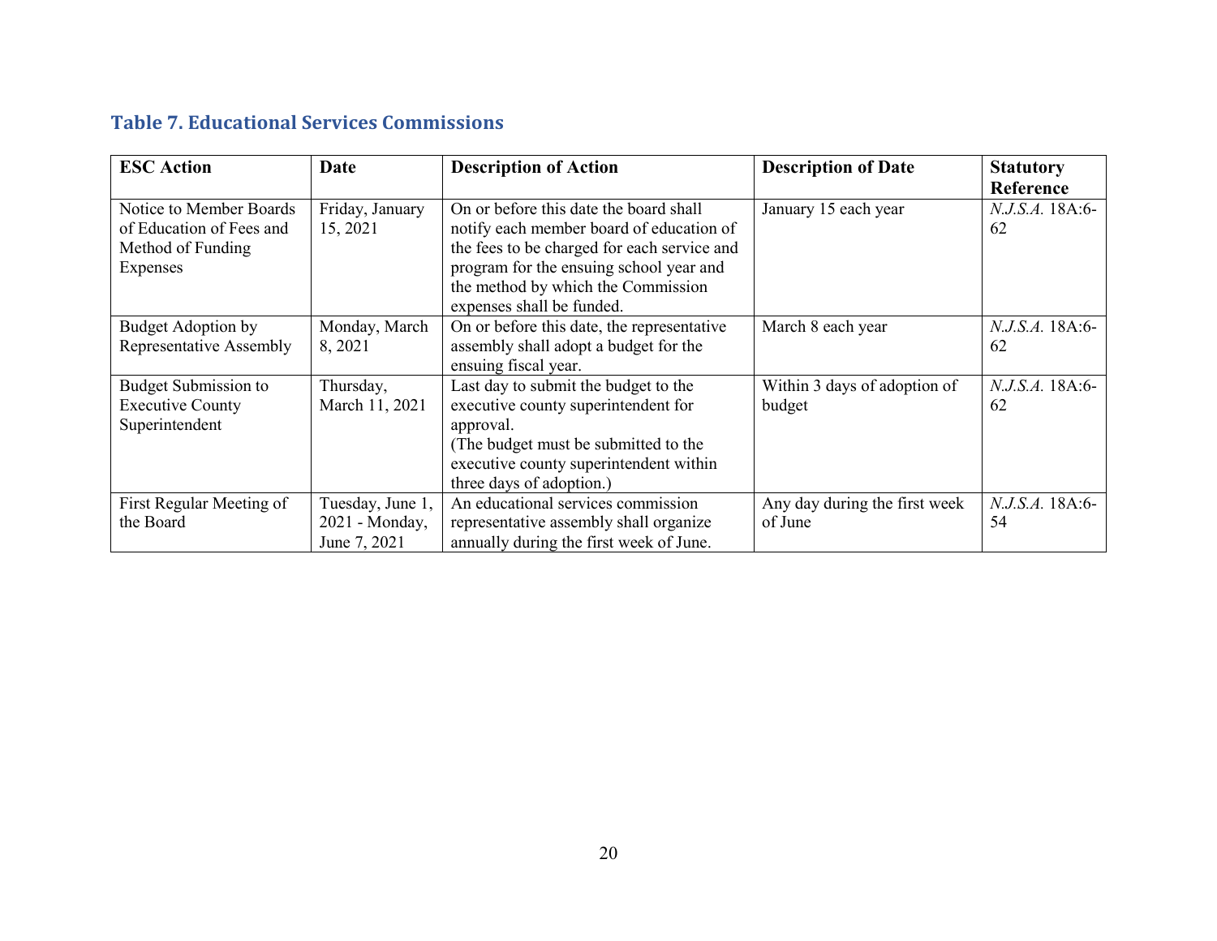### Table 7. Educational Services Commissions

| ESC Action | Date | Description of Action | Description of Date | Statutory Reference |
| --- | --- | --- | --- | --- |
| Notice to Member Boards of Education of Fees and Method of Funding Expenses | Friday, January 15, 2021 | On or before this date the board shall notify each member board of education of the fees to be charged for each service and program for the ensuing school year and the method by which the Commission expenses shall be funded. | January 15 each year | *N.J.S.A.* 18A:6-62 |
| Budget Adoption by Representative Assembly | Monday, March 8, 2021 | On or before this date, the representative assembly shall adopt a budget for the ensuing fiscal year. | March 8 each year | *N.J.S.A.* 18A:6-62 |
| Budget Submission to Executive County Superintendent | Thursday, March 11, 2021 | Last day to submit the budget to the executive county superintendent for approval. (The budget must be submitted to the executive county superintendent within three days of adoption.) | Within 3 days of adoption of budget | *N.J.S.A.* 18A:6-62 |
| First Regular Meeting of the Board | Tuesday, June 1, 2021 - Monday, June 7, 2021 | An educational services commission representative assembly shall organize annually during the first week of June. | Any day during the first week of June | *N.J.S.A.* 18A:6-54 |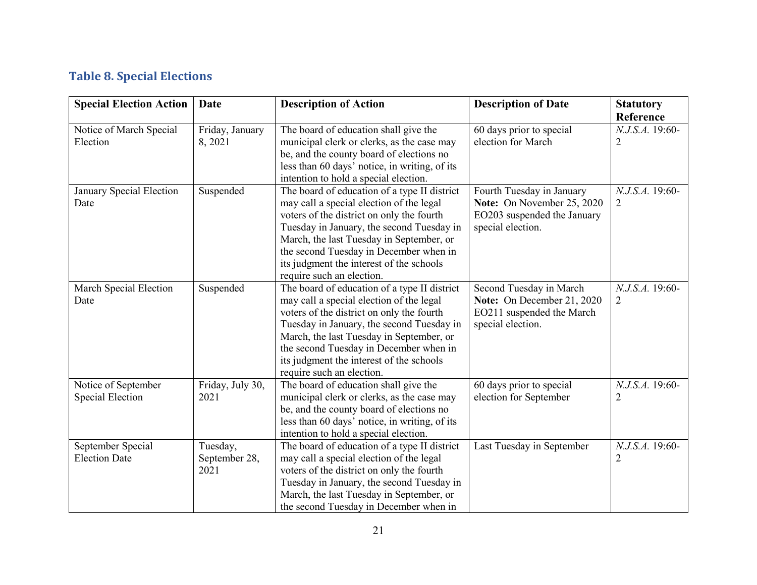### Table 8. Special Elections

| Special Election Action | Date | Description of Action | Description of Date | Statutory Reference |
|---|---|---|---|---|
| Notice of March Special Election | Friday, January 8, 2021 | The board of education shall give the municipal clerk or clerks, as the case may be, and the county board of elections no less than 60 days' notice, in writing, of its intention to hold a special election. | 60 days prior to special election for March | *N.J.S.A.* 19:60-2 |
| January Special Election Date | Suspended | The board of education of a type II district may call a special election of the legal voters of the district on only the fourth Tuesday in January, the second Tuesday in March, the last Tuesday in September, or the second Tuesday in December when in its judgment the interest of the schools require such an election. | Fourth Tuesday in January **Note:** On November 25, 2020 EO203 suspended the January special election. | *N.J.S.A.* 19:60-2 |
| March Special Election Date | Suspended | The board of education of a type II district may call a special election of the legal voters of the district on only the fourth Tuesday in January, the second Tuesday in March, the last Tuesday in September, or the second Tuesday in December when in its judgment the interest of the schools require such an election. | Second Tuesday in March **Note:** On December 21, 2020 EO211 suspended the March special election. | *N.J.S.A.* 19:60-2 |
| Notice of September Special Election | Friday, July 30, 2021 | The board of education shall give the municipal clerk or clerks, as the case may be, and the county board of elections no less than 60 days' notice, in writing, of its intention to hold a special election. | 60 days prior to special election for September | *N.J.S.A.* 19:60-2 |
| September Special Election Date | Tuesday, September 28, 2021 | The board of education of a type II district may call a special election of the legal voters of the district on only the fourth Tuesday in January, the second Tuesday in March, the last Tuesday in September, or the second Tuesday in December when in | Last Tuesday in September | *N.J.S.A.* 19:60-2 |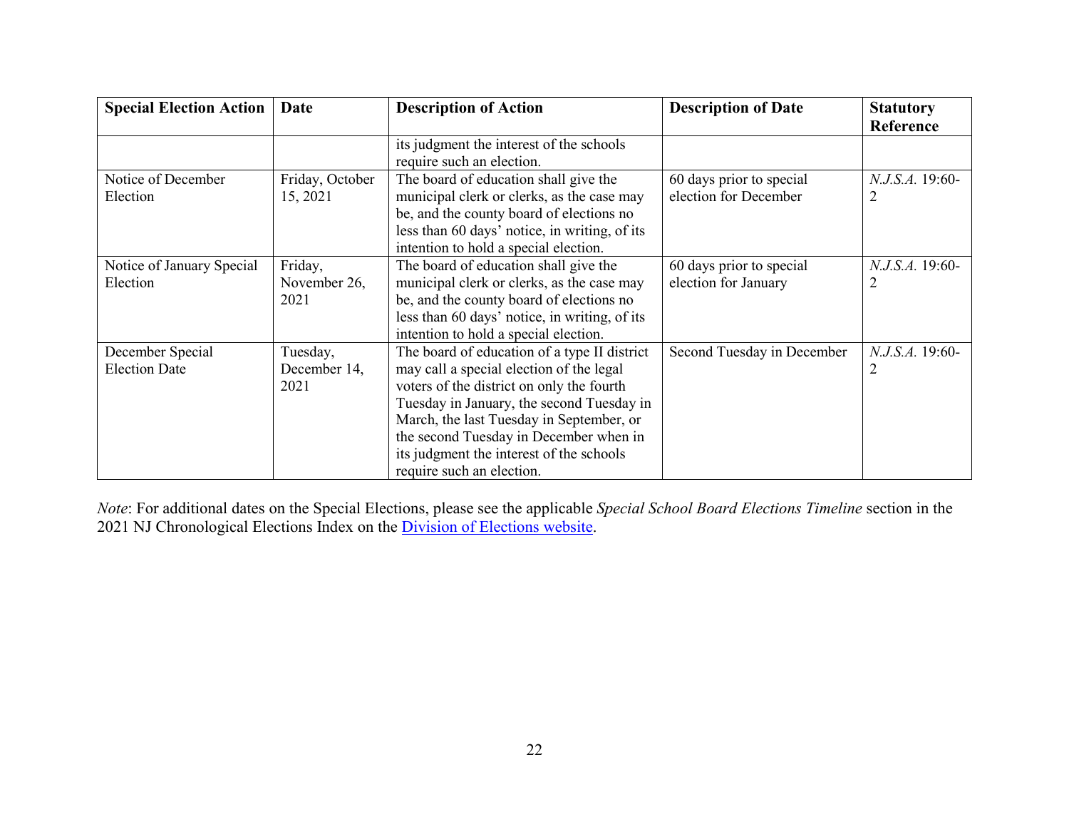| Special Election Action | Date | Description of Action | Description of Date | Statutory Reference |
|---|---|---|---|---|
| | | its judgment the interest of the schools require such an election. | | |
| Notice of December Election | Friday, October 15, 2021 | The board of education shall give the municipal clerk or clerks, as the case may be, and the county board of elections no less than 60 days' notice, in writing, of its intention to hold a special election. | 60 days prior to special election for December | *N.J.S.A.* 19:60-2 |
| Notice of January Special Election | Friday, November 26, 2021 | The board of education shall give the municipal clerk or clerks, as the case may be, and the county board of elections no less than 60 days' notice, in writing, of its intention to hold a special election. | 60 days prior to special election for January | *N.J.S.A.* 19:60-2 |
| December Special Election Date | Tuesday, December 14, 2021 | The board of education of a type II district may call a special election of the legal voters of the district on only the fourth Tuesday in January, the second Tuesday in March, the last Tuesday in September, or the second Tuesday in December when in its judgment the interest of the schools require such an election. | Second Tuesday in December | *N.J.S.A.* 19:60-2 |

*Note*: For additional dates on the Special Elections, please see the applicable *Special School Board Elections Timeline* section in the 2021 NJ Chronological Elections Index on the [Division of Elections website](#).